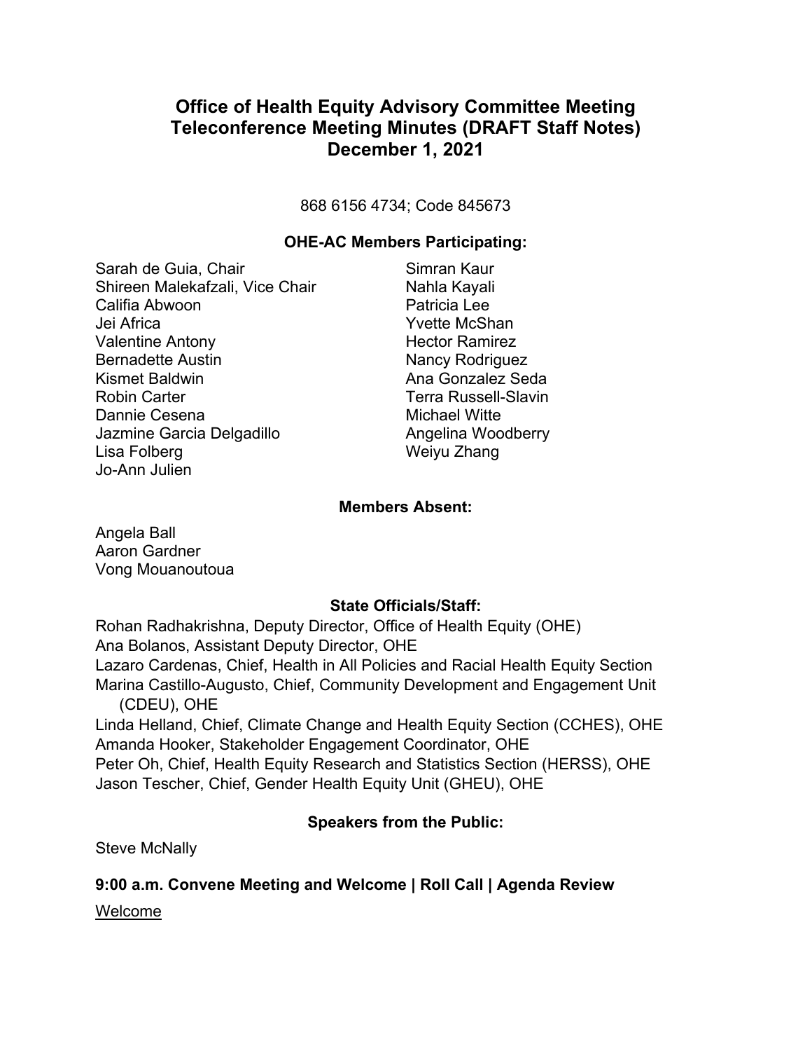# Office of Health Equity Advisory Committee Meeting
# Teleconference Meeting Minutes (DRAFT Staff Notes)
# December 1, 2021

868 6156 4734; Code 845673

### OHE-AC Members Participating:

Sarah de Guia, Chair
Shireen Malekafzali, Vice Chair
Califia Abwoon
Jei Africa
Valentine Antony
Bernadette Austin
Kismet Baldwin
Robin Carter
Dannie Cesena
Jazmine Garcia Delgadillo
Lisa Folberg
Jo-Ann Julien
Simran Kaur
Nahla Kayali
Patricia Lee
Yvette McShan
Hector Ramirez
Nancy Rodriguez
Ana Gonzalez Seda
Terra Russell-Slavin
Michael Witte
Angelina Woodberry
Weiyu Zhang

### Members Absent:

Angela Ball
Aaron Gardner
Vong Mouanoutoua

### State Officials/Staff:

Rohan Radhakrishna, Deputy Director, Office of Health Equity (OHE)
Ana Bolanos, Assistant Deputy Director, OHE
Lazaro Cardenas, Chief, Health in All Policies and Racial Health Equity Section
Marina Castillo-Augusto, Chief, Community Development and Engagement Unit (CDEU), OHE
Linda Helland, Chief, Climate Change and Health Equity Section (CCHES), OHE
Amanda Hooker, Stakeholder Engagement Coordinator, OHE
Peter Oh, Chief, Health Equity Research and Statistics Section (HERSS), OHE
Jason Tescher, Chief, Gender Health Equity Unit (GHEU), OHE

### Speakers from the Public:

Steve McNally

## 9:00 a.m. Convene Meeting and Welcome | Roll Call | Agenda Review

<u>Welcome</u>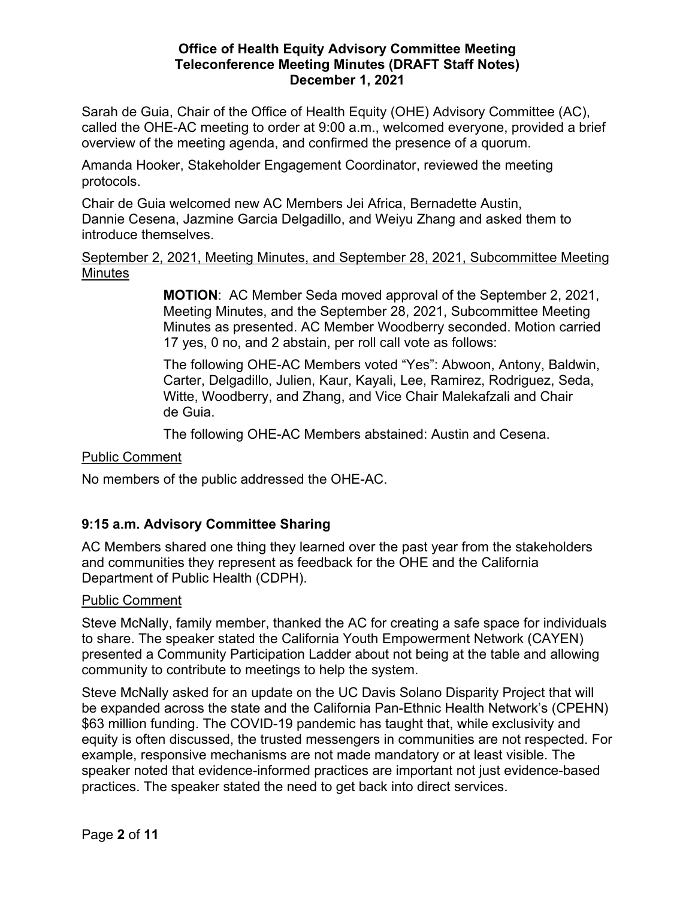**Office of Health Equity Advisory Committee Meeting**
**Teleconference Meeting Minutes (DRAFT Staff Notes)**
**December 1, 2021**

Sarah de Guia, Chair of the Office of Health Equity (OHE) Advisory Committee (AC), called the OHE-AC meeting to order at 9:00 a.m., welcomed everyone, provided a brief overview of the meeting agenda, and confirmed the presence of a quorum.

Amanda Hooker, Stakeholder Engagement Coordinator, reviewed the meeting protocols.

Chair de Guia welcomed new AC Members Jei Africa, Bernadette Austin, Dannie Cesena, Jazmine Garcia Delgadillo, and Weiyu Zhang and asked them to introduce themselves.

<u>September 2, 2021, Meeting Minutes, and September 28, 2021, Subcommittee Meeting Minutes</u>

> **MOTION**: AC Member Seda moved approval of the September 2, 2021, Meeting Minutes, and the September 28, 2021, Subcommittee Meeting Minutes as presented. AC Member Woodberry seconded. Motion carried 17 yes, 0 no, and 2 abstain, per roll call vote as follows:
>
> The following OHE-AC Members voted "Yes": Abwoon, Antony, Baldwin, Carter, Delgadillo, Julien, Kaur, Kayali, Lee, Ramirez, Rodriguez, Seda, Witte, Woodberry, and Zhang, and Vice Chair Malekafzali and Chair de Guia.
>
> The following OHE-AC Members abstained: Austin and Cesena.

<u>Public Comment</u>

No members of the public addressed the OHE-AC.

## 9:15 a.m. Advisory Committee Sharing

AC Members shared one thing they learned over the past year from the stakeholders and communities they represent as feedback for the OHE and the California Department of Public Health (CDPH).

<u>Public Comment</u>

Steve McNally, family member, thanked the AC for creating a safe space for individuals to share. The speaker stated the California Youth Empowerment Network (CAYEN) presented a Community Participation Ladder about not being at the table and allowing community to contribute to meetings to help the system.

Steve McNally asked for an update on the UC Davis Solano Disparity Project that will be expanded across the state and the California Pan-Ethnic Health Network's (CPEHN) \$63 million funding. The COVID-19 pandemic has taught that, while exclusivity and equity is often discussed, the trusted messengers in communities are not respected. For example, responsive mechanisms are not made mandatory or at least visible. The speaker noted that evidence-informed practices are important not just evidence-based practices. The speaker stated the need to get back into direct services.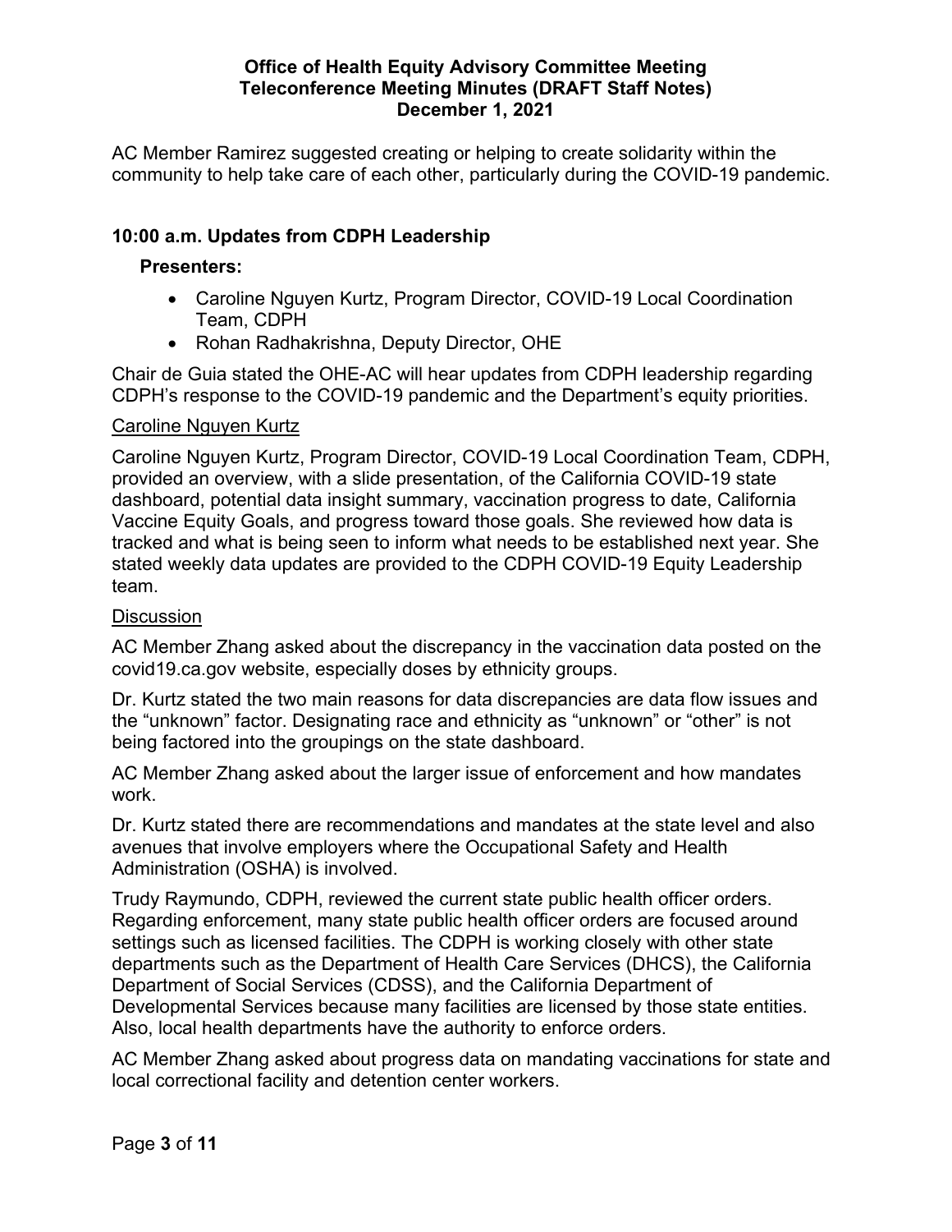AC Member Ramirez suggested creating or helping to create solidarity within the community to help take care of each other, particularly during the COVID-19 pandemic.

## 10:00 a.m. Updates from CDPH Leadership

### Presenters:

- Caroline Nguyen Kurtz, Program Director, COVID-19 Local Coordination Team, CDPH
- Rohan Radhakrishna, Deputy Director, OHE

Chair de Guia stated the OHE-AC will hear updates from CDPH leadership regarding CDPH's response to the COVID-19 pandemic and the Department's equity priorities.

<u>Caroline Nguyen Kurtz</u>

Caroline Nguyen Kurtz, Program Director, COVID-19 Local Coordination Team, CDPH, provided an overview, with a slide presentation, of the California COVID-19 state dashboard, potential data insight summary, vaccination progress to date, California Vaccine Equity Goals, and progress toward those goals. She reviewed how data is tracked and what is being seen to inform what needs to be established next year. She stated weekly data updates are provided to the CDPH COVID-19 Equity Leadership team.

<u>Discussion</u>

AC Member Zhang asked about the discrepancy in the vaccination data posted on the covid19.ca.gov website, especially doses by ethnicity groups.

Dr. Kurtz stated the two main reasons for data discrepancies are data flow issues and the "unknown" factor. Designating race and ethnicity as "unknown" or "other" is not being factored into the groupings on the state dashboard.

AC Member Zhang asked about the larger issue of enforcement and how mandates work.

Dr. Kurtz stated there are recommendations and mandates at the state level and also avenues that involve employers where the Occupational Safety and Health Administration (OSHA) is involved.

Trudy Raymundo, CDPH, reviewed the current state public health officer orders. Regarding enforcement, many state public health officer orders are focused around settings such as licensed facilities. The CDPH is working closely with other state departments such as the Department of Health Care Services (DHCS), the California Department of Social Services (CDSS), and the California Department of Developmental Services because many facilities are licensed by those state entities. Also, local health departments have the authority to enforce orders.

AC Member Zhang asked about progress data on mandating vaccinations for state and local correctional facility and detention center workers.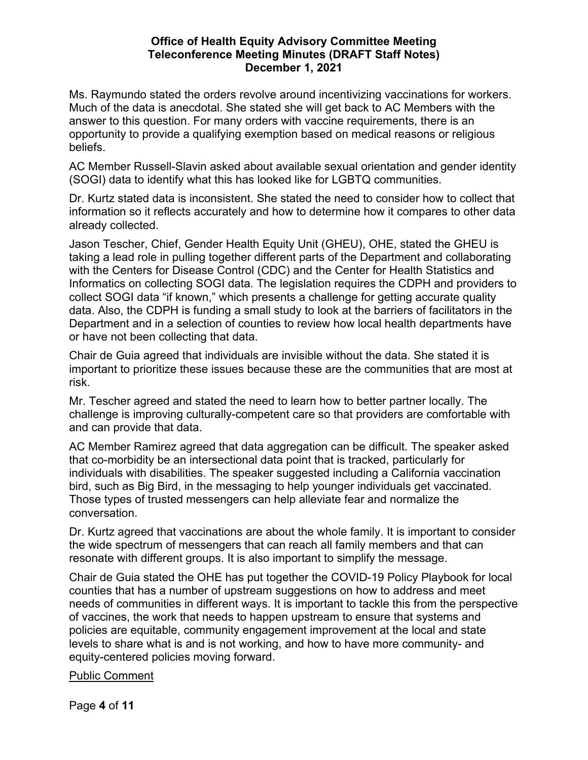Ms. Raymundo stated the orders revolve around incentivizing vaccinations for workers. Much of the data is anecdotal. She stated she will get back to AC Members with the answer to this question. For many orders with vaccine requirements, there is an opportunity to provide a qualifying exemption based on medical reasons or religious beliefs.

AC Member Russell-Slavin asked about available sexual orientation and gender identity (SOGI) data to identify what this has looked like for LGBTQ communities.

Dr. Kurtz stated data is inconsistent. She stated the need to consider how to collect that information so it reflects accurately and how to determine how it compares to other data already collected.

Jason Tescher, Chief, Gender Health Equity Unit (GHEU), OHE, stated the GHEU is taking a lead role in pulling together different parts of the Department and collaborating with the Centers for Disease Control (CDC) and the Center for Health Statistics and Informatics on collecting SOGI data. The legislation requires the CDPH and providers to collect SOGI data "if known," which presents a challenge for getting accurate quality data. Also, the CDPH is funding a small study to look at the barriers of facilitators in the Department and in a selection of counties to review how local health departments have or have not been collecting that data.

Chair de Guia agreed that individuals are invisible without the data. She stated it is important to prioritize these issues because these are the communities that are most at risk.

Mr. Tescher agreed and stated the need to learn how to better partner locally. The challenge is improving culturally-competent care so that providers are comfortable with and can provide that data.

AC Member Ramirez agreed that data aggregation can be difficult. The speaker asked that co-morbidity be an intersectional data point that is tracked, particularly for individuals with disabilities. The speaker suggested including a California vaccination bird, such as Big Bird, in the messaging to help younger individuals get vaccinated. Those types of trusted messengers can help alleviate fear and normalize the conversation.

Dr. Kurtz agreed that vaccinations are about the whole family. It is important to consider the wide spectrum of messengers that can reach all family members and that can resonate with different groups. It is also important to simplify the message.

Chair de Guia stated the OHE has put together the COVID-19 Policy Playbook for local counties that has a number of upstream suggestions on how to address and meet needs of communities in different ways. It is important to tackle this from the perspective of vaccines, the work that needs to happen upstream to ensure that systems and policies are equitable, community engagement improvement at the local and state levels to share what is and is not working, and how to have more community- and equity-centered policies moving forward.

Public Comment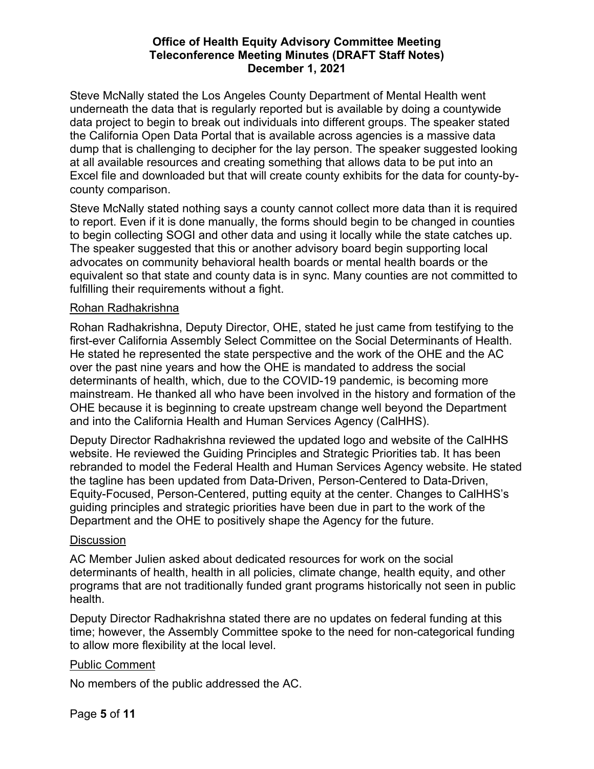Steve McNally stated the Los Angeles County Department of Mental Health went underneath the data that is regularly reported but is available by doing a countywide data project to begin to break out individuals into different groups. The speaker stated the California Open Data Portal that is available across agencies is a massive data dump that is challenging to decipher for the lay person. The speaker suggested looking at all available resources and creating something that allows data to be put into an Excel file and downloaded but that will create county exhibits for the data for county-by-county comparison.

Steve McNally stated nothing says a county cannot collect more data than it is required to report. Even if it is done manually, the forms should begin to be changed in counties to begin collecting SOGI and other data and using it locally while the state catches up. The speaker suggested that this or another advisory board begin supporting local advocates on community behavioral health boards or mental health boards or the equivalent so that state and county data is in sync. Many counties are not committed to fulfilling their requirements without a fight.

<u>Rohan Radhakrishna</u>

Rohan Radhakrishna, Deputy Director, OHE, stated he just came from testifying to the first-ever California Assembly Select Committee on the Social Determinants of Health. He stated he represented the state perspective and the work of the OHE and the AC over the past nine years and how the OHE is mandated to address the social determinants of health, which, due to the COVID-19 pandemic, is becoming more mainstream. He thanked all who have been involved in the history and formation of the OHE because it is beginning to create upstream change well beyond the Department and into the California Health and Human Services Agency (CalHHS).

Deputy Director Radhakrishna reviewed the updated logo and website of the CalHHS website. He reviewed the Guiding Principles and Strategic Priorities tab. It has been rebranded to model the Federal Health and Human Services Agency website. He stated the tagline has been updated from Data-Driven, Person-Centered to Data-Driven, Equity-Focused, Person-Centered, putting equity at the center. Changes to CalHHS's guiding principles and strategic priorities have been due in part to the work of the Department and the OHE to positively shape the Agency for the future.

<u>Discussion</u>

AC Member Julien asked about dedicated resources for work on the social determinants of health, health in all policies, climate change, health equity, and other programs that are not traditionally funded grant programs historically not seen in public health.

Deputy Director Radhakrishna stated there are no updates on federal funding at this time; however, the Assembly Committee spoke to the need for non-categorical funding to allow more flexibility at the local level.

<u>Public Comment</u>

No members of the public addressed the AC.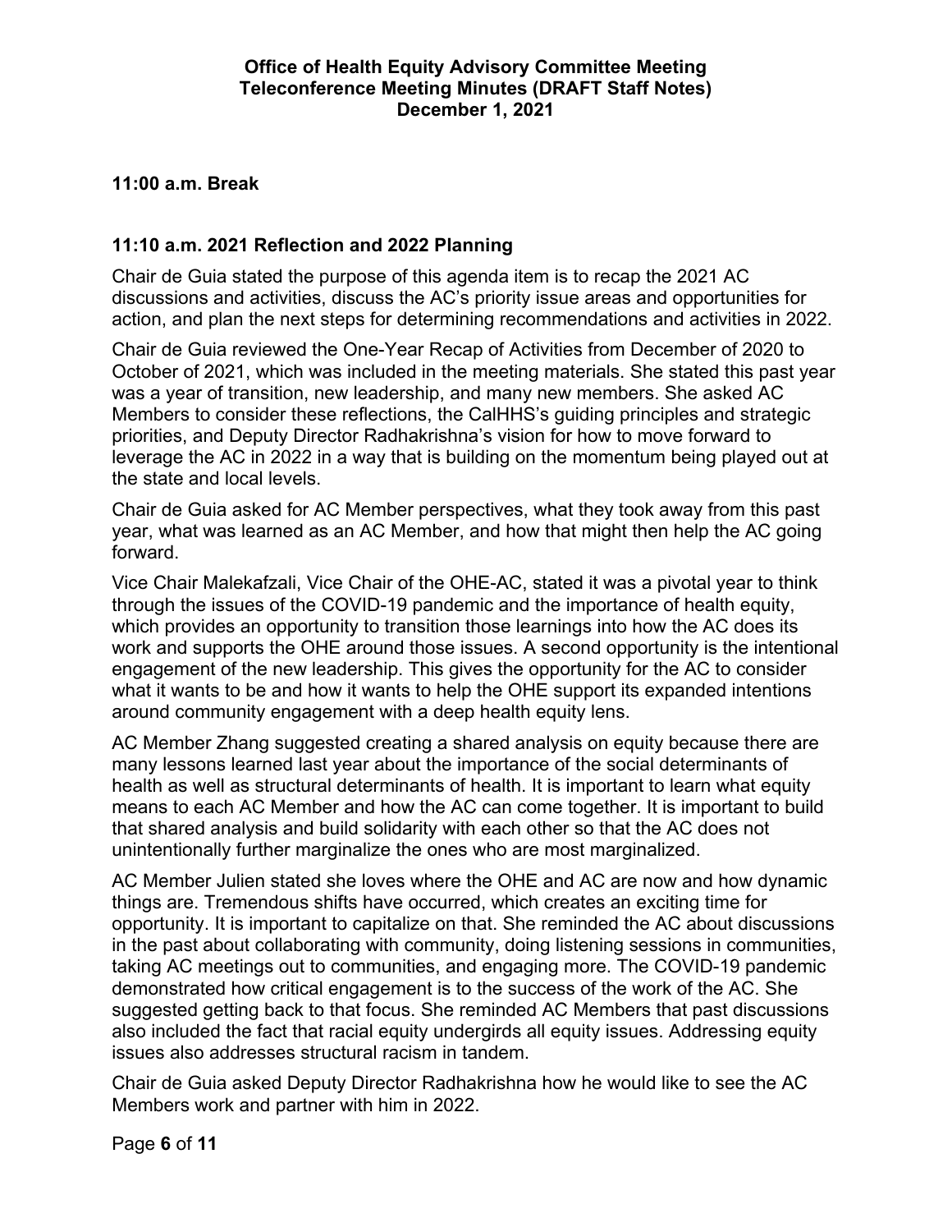**11:00 a.m. Break**

**11:10 a.m. 2021 Reflection and 2022 Planning**

Chair de Guia stated the purpose of this agenda item is to recap the 2021 AC discussions and activities, discuss the AC's priority issue areas and opportunities for action, and plan the next steps for determining recommendations and activities in 2022.

Chair de Guia reviewed the One-Year Recap of Activities from December of 2020 to October of 2021, which was included in the meeting materials. She stated this past year was a year of transition, new leadership, and many new members. She asked AC Members to consider these reflections, the CalHHS's guiding principles and strategic priorities, and Deputy Director Radhakrishna's vision for how to move forward to leverage the AC in 2022 in a way that is building on the momentum being played out at the state and local levels.

Chair de Guia asked for AC Member perspectives, what they took away from this past year, what was learned as an AC Member, and how that might then help the AC going forward.

Vice Chair Malekafzali, Vice Chair of the OHE-AC, stated it was a pivotal year to think through the issues of the COVID-19 pandemic and the importance of health equity, which provides an opportunity to transition those learnings into how the AC does its work and supports the OHE around those issues. A second opportunity is the intentional engagement of the new leadership. This gives the opportunity for the AC to consider what it wants to be and how it wants to help the OHE support its expanded intentions around community engagement with a deep health equity lens.

AC Member Zhang suggested creating a shared analysis on equity because there are many lessons learned last year about the importance of the social determinants of health as well as structural determinants of health. It is important to learn what equity means to each AC Member and how the AC can come together. It is important to build that shared analysis and build solidarity with each other so that the AC does not unintentionally further marginalize the ones who are most marginalized.

AC Member Julien stated she loves where the OHE and AC are now and how dynamic things are. Tremendous shifts have occurred, which creates an exciting time for opportunity. It is important to capitalize on that. She reminded the AC about discussions in the past about collaborating with community, doing listening sessions in communities, taking AC meetings out to communities, and engaging more. The COVID-19 pandemic demonstrated how critical engagement is to the success of the work of the AC. She suggested getting back to that focus. She reminded AC Members that past discussions also included the fact that racial equity undergirds all equity issues. Addressing equity issues also addresses structural racism in tandem.

Chair de Guia asked Deputy Director Radhakrishna how he would like to see the AC Members work and partner with him in 2022.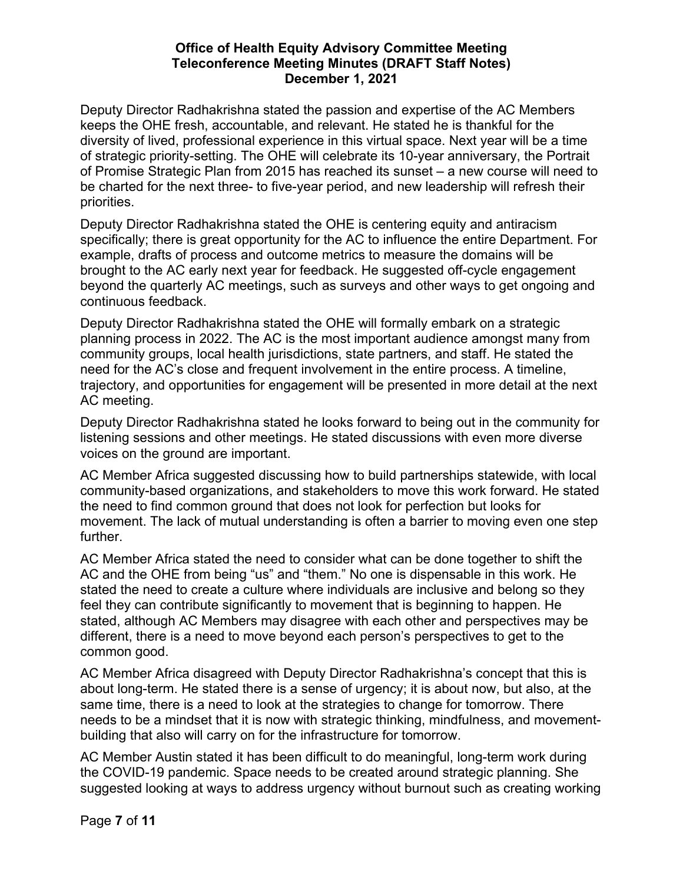Deputy Director Radhakrishna stated the passion and expertise of the AC Members keeps the OHE fresh, accountable, and relevant. He stated he is thankful for the diversity of lived, professional experience in this virtual space. Next year will be a time of strategic priority-setting. The OHE will celebrate its 10-year anniversary, the Portrait of Promise Strategic Plan from 2015 has reached its sunset – a new course will need to be charted for the next three- to five-year period, and new leadership will refresh their priorities.

Deputy Director Radhakrishna stated the OHE is centering equity and antiracism specifically; there is great opportunity for the AC to influence the entire Department. For example, drafts of process and outcome metrics to measure the domains will be brought to the AC early next year for feedback. He suggested off-cycle engagement beyond the quarterly AC meetings, such as surveys and other ways to get ongoing and continuous feedback.

Deputy Director Radhakrishna stated the OHE will formally embark on a strategic planning process in 2022. The AC is the most important audience amongst many from community groups, local health jurisdictions, state partners, and staff. He stated the need for the AC's close and frequent involvement in the entire process. A timeline, trajectory, and opportunities for engagement will be presented in more detail at the next AC meeting.

Deputy Director Radhakrishna stated he looks forward to being out in the community for listening sessions and other meetings. He stated discussions with even more diverse voices on the ground are important.

AC Member Africa suggested discussing how to build partnerships statewide, with local community-based organizations, and stakeholders to move this work forward. He stated the need to find common ground that does not look for perfection but looks for movement. The lack of mutual understanding is often a barrier to moving even one step further.

AC Member Africa stated the need to consider what can be done together to shift the AC and the OHE from being "us" and "them." No one is dispensable in this work. He stated the need to create a culture where individuals are inclusive and belong so they feel they can contribute significantly to movement that is beginning to happen. He stated, although AC Members may disagree with each other and perspectives may be different, there is a need to move beyond each person's perspectives to get to the common good.

AC Member Africa disagreed with Deputy Director Radhakrishna's concept that this is about long-term. He stated there is a sense of urgency; it is about now, but also, at the same time, there is a need to look at the strategies to change for tomorrow. There needs to be a mindset that it is now with strategic thinking, mindfulness, and movement-building that also will carry on for the infrastructure for tomorrow.

AC Member Austin stated it has been difficult to do meaningful, long-term work during the COVID-19 pandemic. Space needs to be created around strategic planning. She suggested looking at ways to address urgency without burnout such as creating working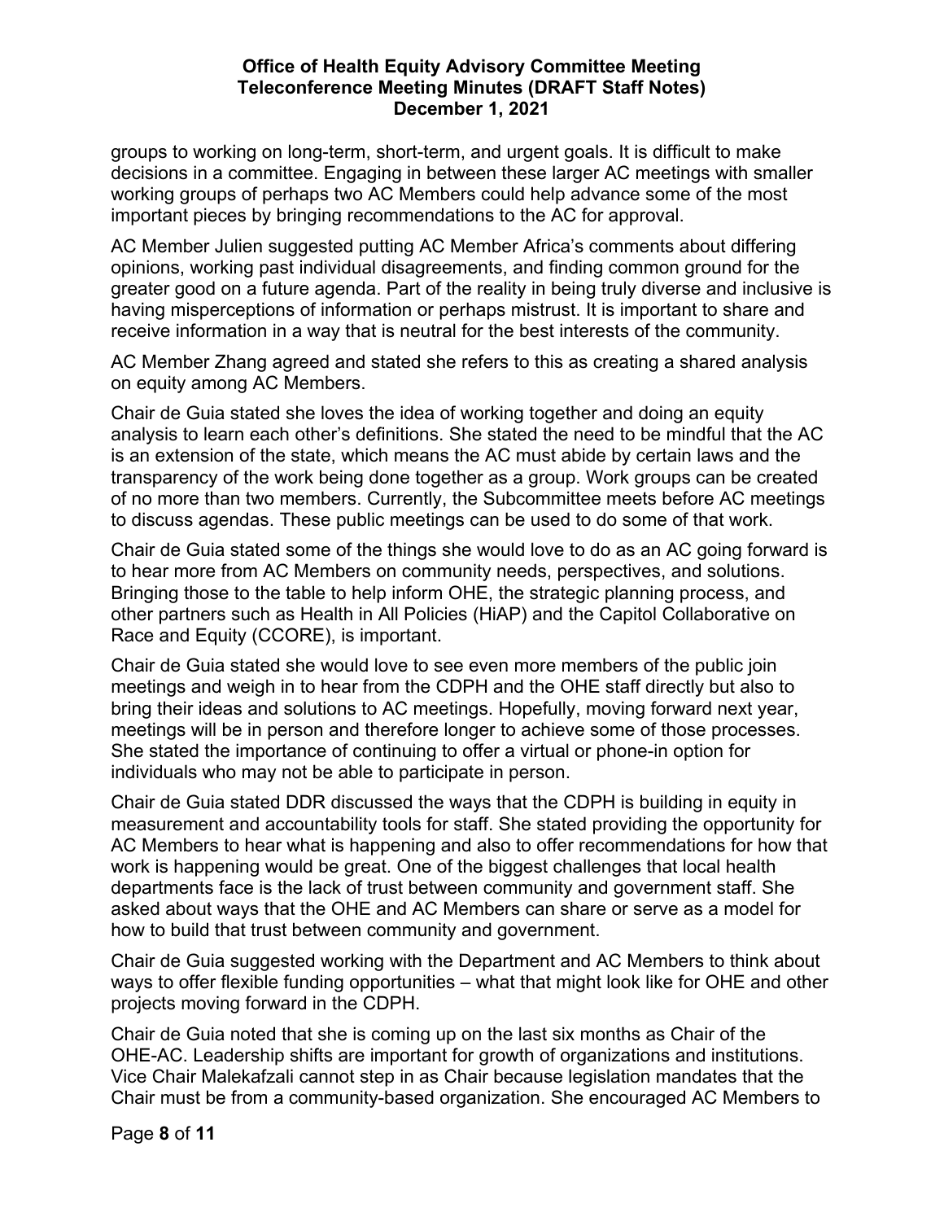groups to working on long-term, short-term, and urgent goals. It is difficult to make decisions in a committee. Engaging in between these larger AC meetings with smaller working groups of perhaps two AC Members could help advance some of the most important pieces by bringing recommendations to the AC for approval.

AC Member Julien suggested putting AC Member Africa's comments about differing opinions, working past individual disagreements, and finding common ground for the greater good on a future agenda. Part of the reality in being truly diverse and inclusive is having misperceptions of information or perhaps mistrust. It is important to share and receive information in a way that is neutral for the best interests of the community.

AC Member Zhang agreed and stated she refers to this as creating a shared analysis on equity among AC Members.

Chair de Guia stated she loves the idea of working together and doing an equity analysis to learn each other's definitions. She stated the need to be mindful that the AC is an extension of the state, which means the AC must abide by certain laws and the transparency of the work being done together as a group. Work groups can be created of no more than two members. Currently, the Subcommittee meets before AC meetings to discuss agendas. These public meetings can be used to do some of that work.

Chair de Guia stated some of the things she would love to do as an AC going forward is to hear more from AC Members on community needs, perspectives, and solutions. Bringing those to the table to help inform OHE, the strategic planning process, and other partners such as Health in All Policies (HiAP) and the Capitol Collaborative on Race and Equity (CCORE), is important.

Chair de Guia stated she would love to see even more members of the public join meetings and weigh in to hear from the CDPH and the OHE staff directly but also to bring their ideas and solutions to AC meetings. Hopefully, moving forward next year, meetings will be in person and therefore longer to achieve some of those processes. She stated the importance of continuing to offer a virtual or phone-in option for individuals who may not be able to participate in person.

Chair de Guia stated DDR discussed the ways that the CDPH is building in equity in measurement and accountability tools for staff. She stated providing the opportunity for AC Members to hear what is happening and also to offer recommendations for how that work is happening would be great. One of the biggest challenges that local health departments face is the lack of trust between community and government staff. She asked about ways that the OHE and AC Members can share or serve as a model for how to build that trust between community and government.

Chair de Guia suggested working with the Department and AC Members to think about ways to offer flexible funding opportunities – what that might look like for OHE and other projects moving forward in the CDPH.

Chair de Guia noted that she is coming up on the last six months as Chair of the OHE-AC. Leadership shifts are important for growth of organizations and institutions. Vice Chair Malekafzali cannot step in as Chair because legislation mandates that the Chair must be from a community-based organization. She encouraged AC Members to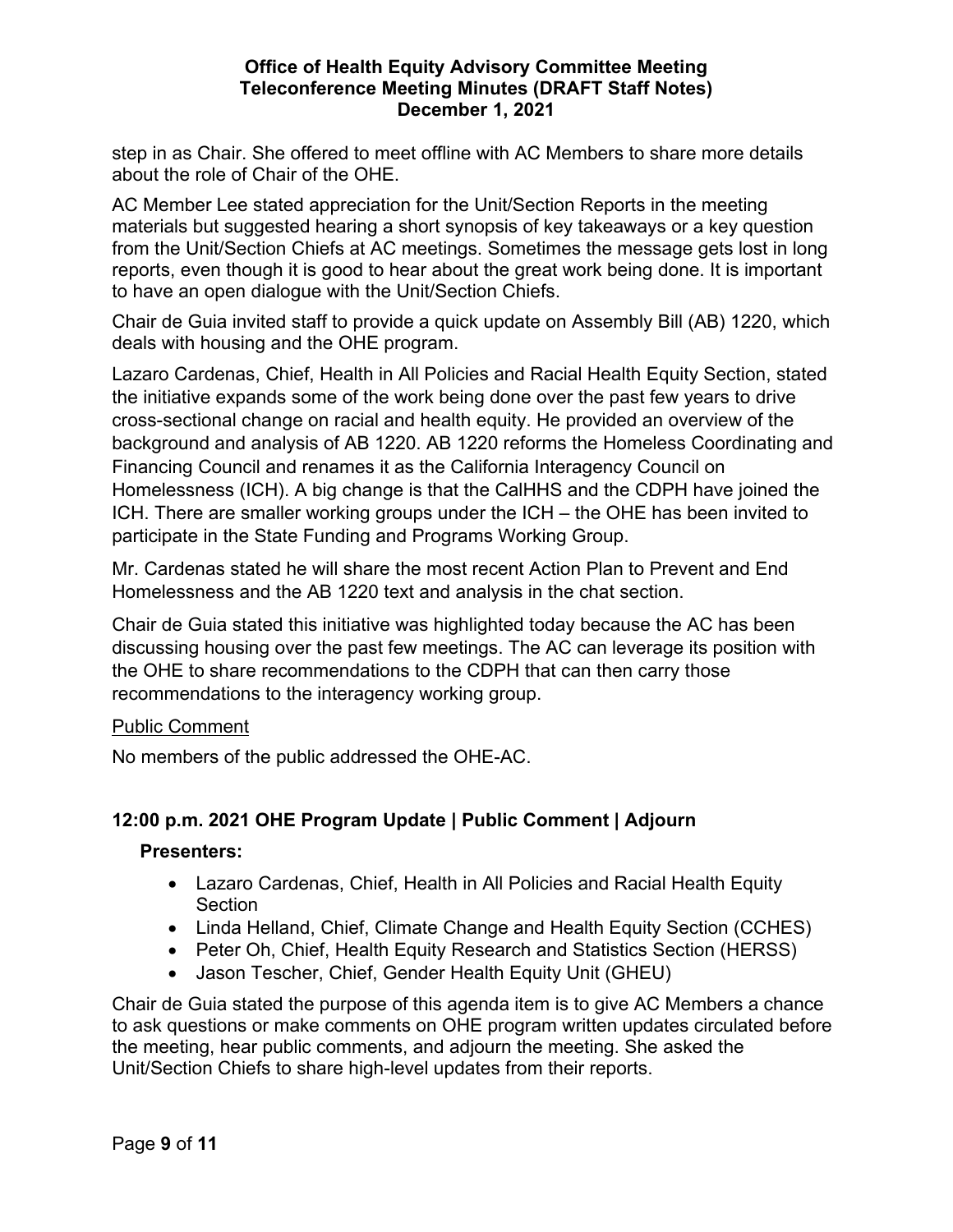step in as Chair. She offered to meet offline with AC Members to share more details about the role of Chair of the OHE.

AC Member Lee stated appreciation for the Unit/Section Reports in the meeting materials but suggested hearing a short synopsis of key takeaways or a key question from the Unit/Section Chiefs at AC meetings. Sometimes the message gets lost in long reports, even though it is good to hear about the great work being done. It is important to have an open dialogue with the Unit/Section Chiefs.

Chair de Guia invited staff to provide a quick update on Assembly Bill (AB) 1220, which deals with housing and the OHE program.

Lazaro Cardenas, Chief, Health in All Policies and Racial Health Equity Section, stated the initiative expands some of the work being done over the past few years to drive cross-sectional change on racial and health equity. He provided an overview of the background and analysis of AB 1220. AB 1220 reforms the Homeless Coordinating and Financing Council and renames it as the California Interagency Council on Homelessness (ICH). A big change is that the CalHHS and the CDPH have joined the ICH. There are smaller working groups under the ICH – the OHE has been invited to participate in the State Funding and Programs Working Group.

Mr. Cardenas stated he will share the most recent Action Plan to Prevent and End Homelessness and the AB 1220 text and analysis in the chat section.

Chair de Guia stated this initiative was highlighted today because the AC has been discussing housing over the past few meetings. The AC can leverage its position with the OHE to share recommendations to the CDPH that can then carry those recommendations to the interagency working group.

Public Comment

No members of the public addressed the OHE-AC.

## 12:00 p.m. 2021 OHE Program Update | Public Comment | Adjourn

**Presenters:**

- Lazaro Cardenas, Chief, Health in All Policies and Racial Health Equity Section
- Linda Helland, Chief, Climate Change and Health Equity Section (CCHES)
- Peter Oh, Chief, Health Equity Research and Statistics Section (HERSS)
- Jason Tescher, Chief, Gender Health Equity Unit (GHEU)

Chair de Guia stated the purpose of this agenda item is to give AC Members a chance to ask questions or make comments on OHE program written updates circulated before the meeting, hear public comments, and adjourn the meeting. She asked the Unit/Section Chiefs to share high-level updates from their reports.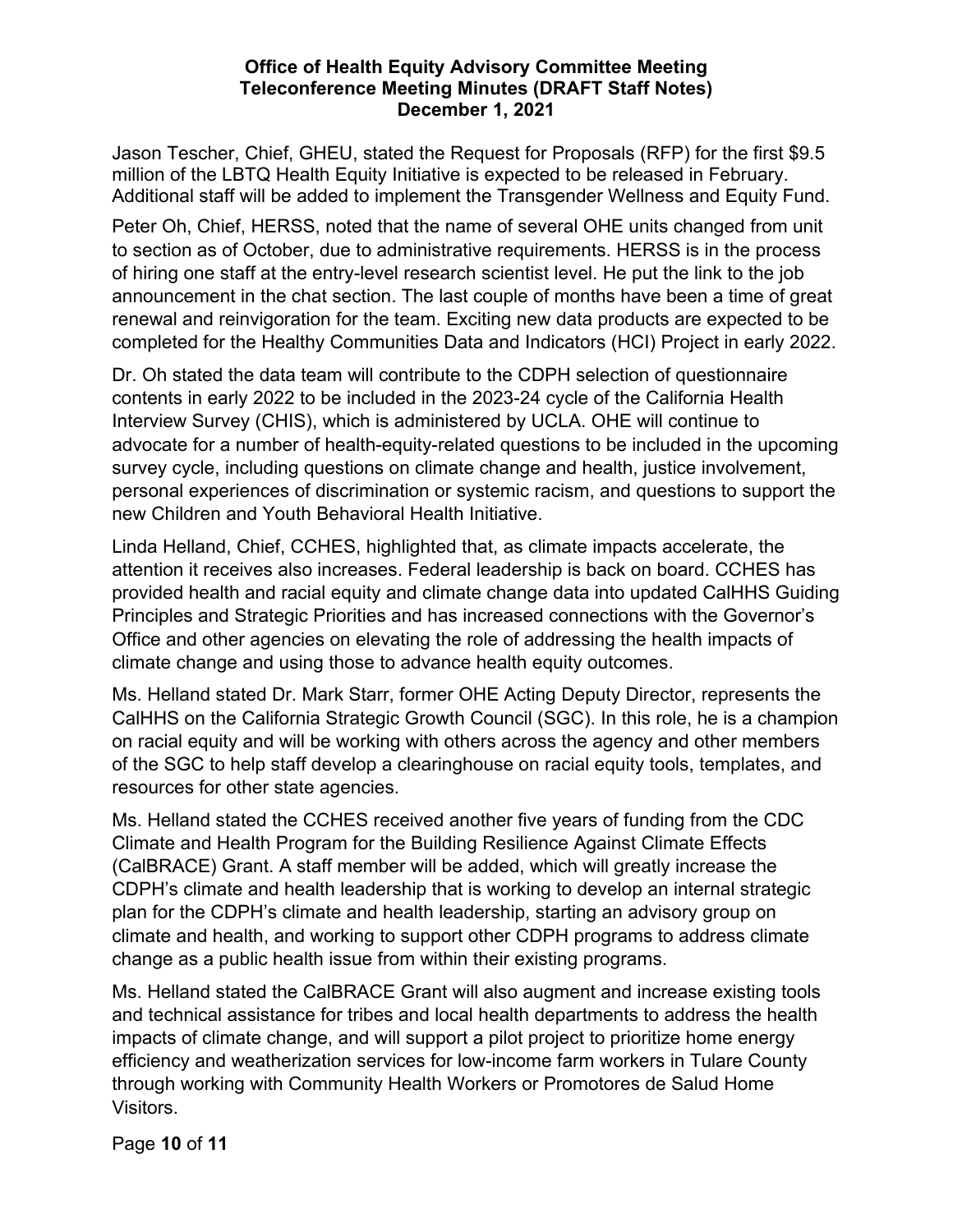Jason Tescher, Chief, GHEU, stated the Request for Proposals (RFP) for the first $9.5 million of the LBTQ Health Equity Initiative is expected to be released in February. Additional staff will be added to implement the Transgender Wellness and Equity Fund.

Peter Oh, Chief, HERSS, noted that the name of several OHE units changed from unit to section as of October, due to administrative requirements. HERSS is in the process of hiring one staff at the entry-level research scientist level. He put the link to the job announcement in the chat section. The last couple of months have been a time of great renewal and reinvigoration for the team. Exciting new data products are expected to be completed for the Healthy Communities Data and Indicators (HCI) Project in early 2022.

Dr. Oh stated the data team will contribute to the CDPH selection of questionnaire contents in early 2022 to be included in the 2023-24 cycle of the California Health Interview Survey (CHIS), which is administered by UCLA. OHE will continue to advocate for a number of health-equity-related questions to be included in the upcoming survey cycle, including questions on climate change and health, justice involvement, personal experiences of discrimination or systemic racism, and questions to support the new Children and Youth Behavioral Health Initiative.

Linda Helland, Chief, CCHES, highlighted that, as climate impacts accelerate, the attention it receives also increases. Federal leadership is back on board. CCHES has provided health and racial equity and climate change data into updated CalHHS Guiding Principles and Strategic Priorities and has increased connections with the Governor's Office and other agencies on elevating the role of addressing the health impacts of climate change and using those to advance health equity outcomes.

Ms. Helland stated Dr. Mark Starr, former OHE Acting Deputy Director, represents the CalHHS on the California Strategic Growth Council (SGC). In this role, he is a champion on racial equity and will be working with others across the agency and other members of the SGC to help staff develop a clearinghouse on racial equity tools, templates, and resources for other state agencies.

Ms. Helland stated the CCHES received another five years of funding from the CDC Climate and Health Program for the Building Resilience Against Climate Effects (CalBRACE) Grant. A staff member will be added, which will greatly increase the CDPH's climate and health leadership that is working to develop an internal strategic plan for the CDPH's climate and health leadership, starting an advisory group on climate and health, and working to support other CDPH programs to address climate change as a public health issue from within their existing programs.

Ms. Helland stated the CalBRACE Grant will also augment and increase existing tools and technical assistance for tribes and local health departments to address the health impacts of climate change, and will support a pilot project to prioritize home energy efficiency and weatherization services for low-income farm workers in Tulare County through working with Community Health Workers or Promotores de Salud Home Visitors.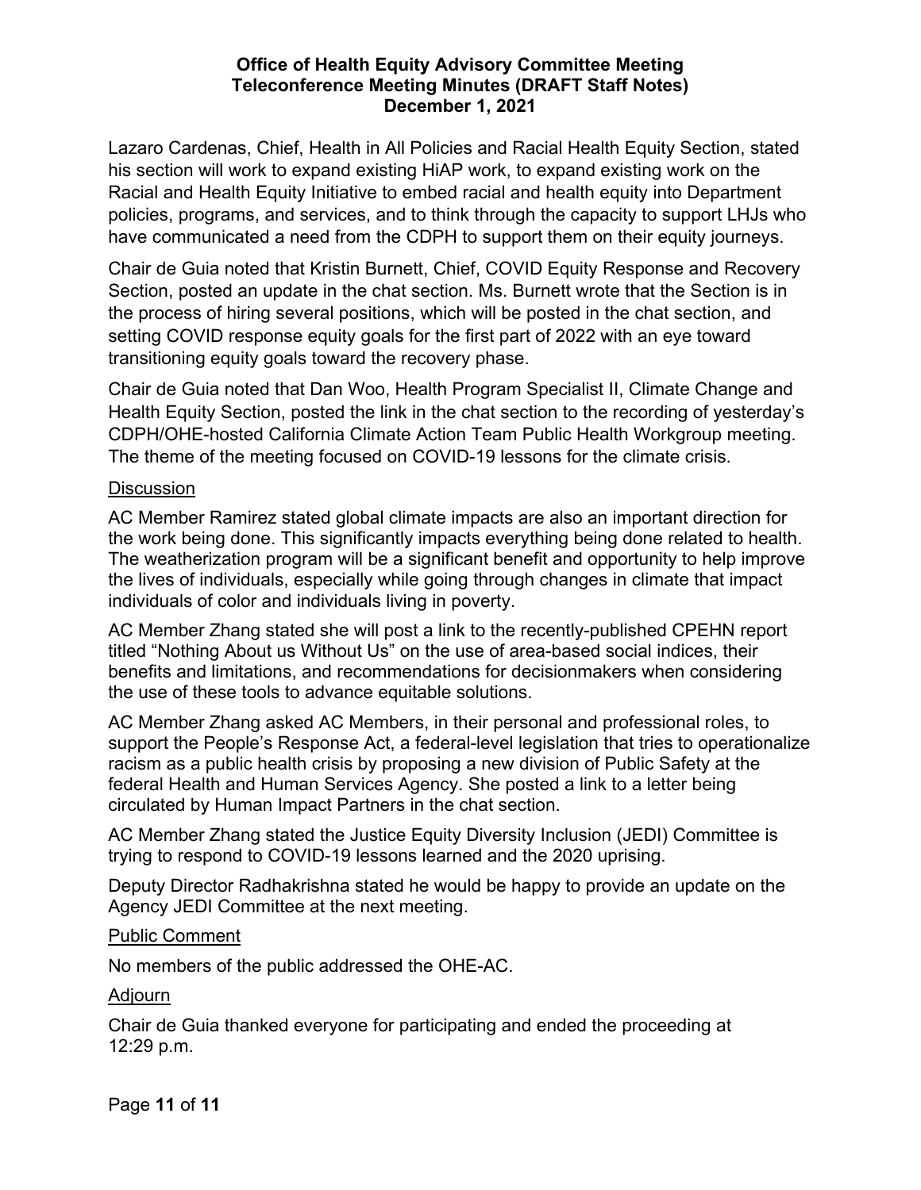Lazaro Cardenas, Chief, Health in All Policies and Racial Health Equity Section, stated his section will work to expand existing HiAP work, to expand existing work on the Racial and Health Equity Initiative to embed racial and health equity into Department policies, programs, and services, and to think through the capacity to support LHJs who have communicated a need from the CDPH to support them on their equity journeys.

Chair de Guia noted that Kristin Burnett, Chief, COVID Equity Response and Recovery Section, posted an update in the chat section. Ms. Burnett wrote that the Section is in the process of hiring several positions, which will be posted in the chat section, and setting COVID response equity goals for the first part of 2022 with an eye toward transitioning equity goals toward the recovery phase.

Chair de Guia noted that Dan Woo, Health Program Specialist II, Climate Change and Health Equity Section, posted the link in the chat section to the recording of yesterday's CDPH/OHE-hosted California Climate Action Team Public Health Workgroup meeting. The theme of the meeting focused on COVID-19 lessons for the climate crisis.

<u>Discussion</u>

AC Member Ramirez stated global climate impacts are also an important direction for the work being done. This significantly impacts everything being done related to health. The weatherization program will be a significant benefit and opportunity to help improve the lives of individuals, especially while going through changes in climate that impact individuals of color and individuals living in poverty.

AC Member Zhang stated she will post a link to the recently-published CPEHN report titled "Nothing About us Without Us" on the use of area-based social indices, their benefits and limitations, and recommendations for decisionmakers when considering the use of these tools to advance equitable solutions.

AC Member Zhang asked AC Members, in their personal and professional roles, to support the People's Response Act, a federal-level legislation that tries to operationalize racism as a public health crisis by proposing a new division of Public Safety at the federal Health and Human Services Agency. She posted a link to a letter being circulated by Human Impact Partners in the chat section.

AC Member Zhang stated the Justice Equity Diversity Inclusion (JEDI) Committee is trying to respond to COVID-19 lessons learned and the 2020 uprising.

Deputy Director Radhakrishna stated he would be happy to provide an update on the Agency JEDI Committee at the next meeting.

<u>Public Comment</u>

No members of the public addressed the OHE-AC.

<u>Adjourn</u>

Chair de Guia thanked everyone for participating and ended the proceeding at 12:29 p.m.